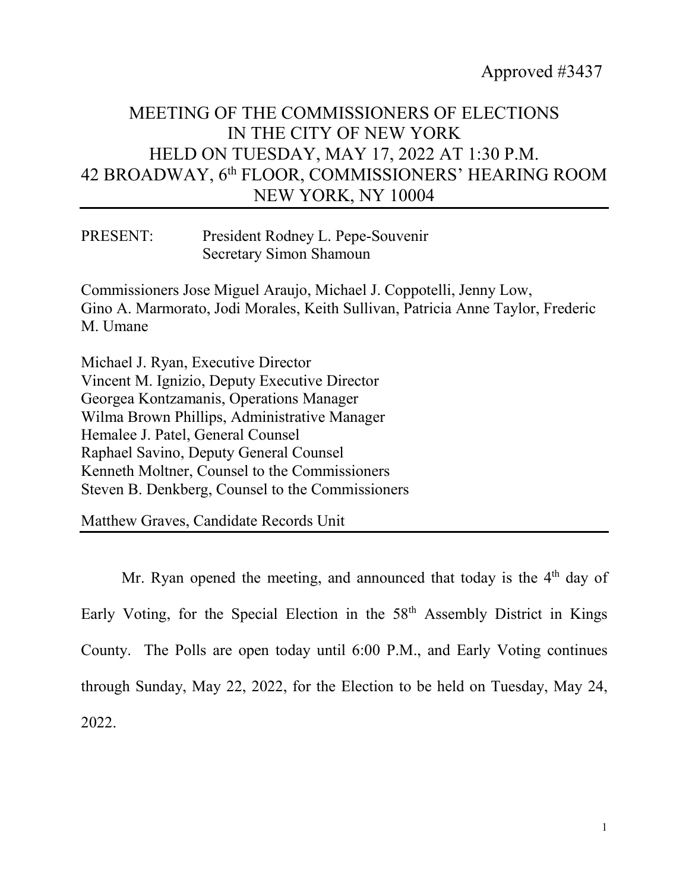Approved #3437

# MEETING OF THE COMMISSIONERS OF ELECTIONS IN THE CITY OF NEW YORK HELD ON TUESDAY, MAY 17, 2022 AT 1:30 P.M. 42 BROADWAY, 6th FLOOR, COMMISSIONERS' HEARING ROOM NEW YORK, NY 10004

PRESENT: President Rodney L. Pepe-Souvenir
Secretary Simon Shamoun

Commissioners Jose Miguel Araujo, Michael J. Coppotelli, Jenny Low, Gino A. Marmorato, Jodi Morales, Keith Sullivan, Patricia Anne Taylor, Frederic M. Umane

Michael J. Ryan, Executive Director
Vincent M. Ignizio, Deputy Executive Director
Georgea Kontzamanis, Operations Manager
Wilma Brown Phillips, Administrative Manager
Hemalee J. Patel, General Counsel
Raphael Savino, Deputy General Counsel
Kenneth Moltner, Counsel to the Commissioners
Steven B. Denkberg, Counsel to the Commissioners

Matthew Graves, Candidate Records Unit

---

Mr. Ryan opened the meeting, and announced that today is the 4th day of Early Voting, for the Special Election in the 58th Assembly District in Kings County. The Polls are open today until 6:00 P.M., and Early Voting continues through Sunday, May 22, 2022, for the Election to be held on Tuesday, May 24, 2022.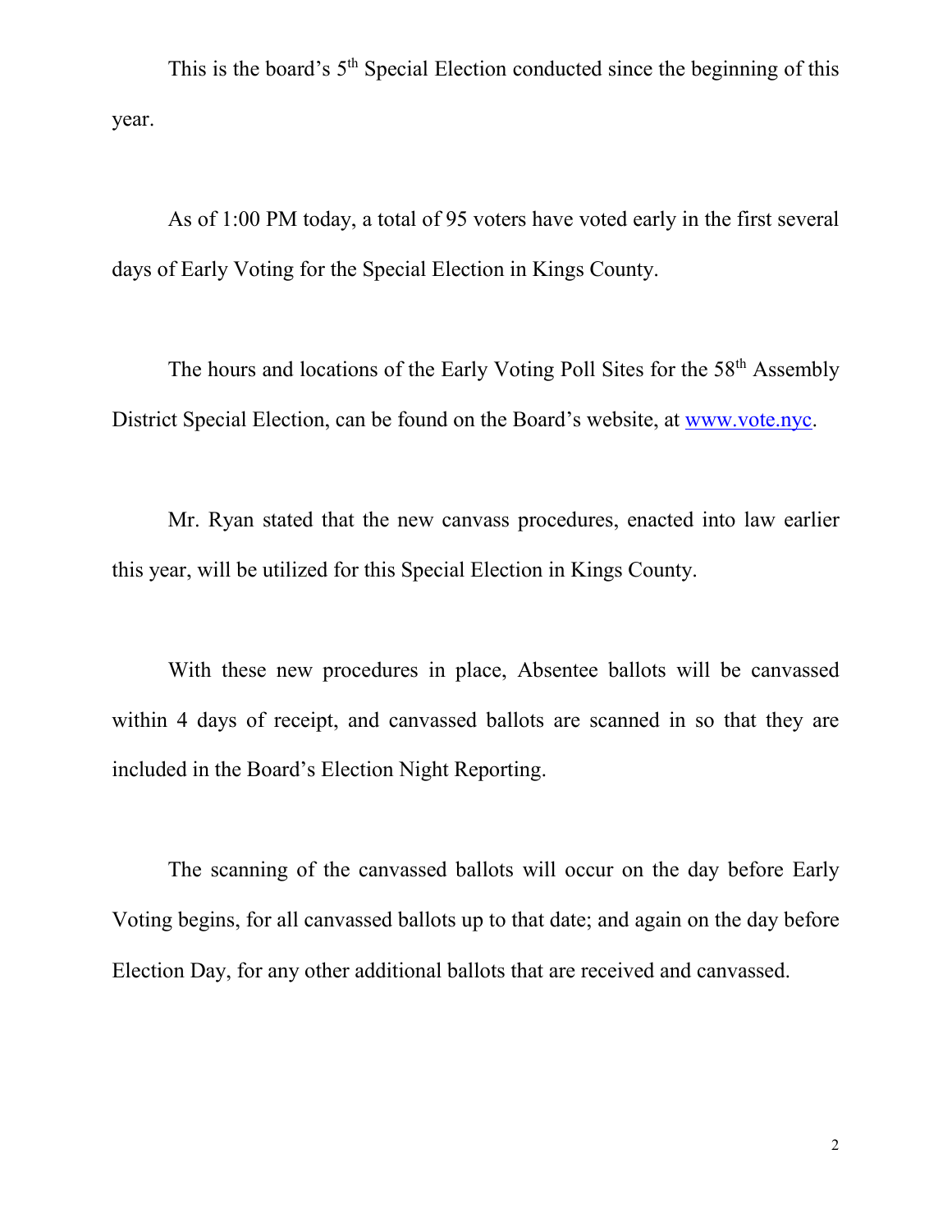This is the board's 5th Special Election conducted since the beginning of this year.

As of 1:00 PM today, a total of 95 voters have voted early in the first several days of Early Voting for the Special Election in Kings County.

The hours and locations of the Early Voting Poll Sites for the 58th Assembly District Special Election, can be found on the Board's website, at [www.vote.nyc](http://www.vote.nyc).

Mr. Ryan stated that the new canvass procedures, enacted into law earlier this year, will be utilized for this Special Election in Kings County.

With these new procedures in place, Absentee ballots will be canvassed within 4 days of receipt, and canvassed ballots are scanned in so that they are included in the Board's Election Night Reporting.

The scanning of the canvassed ballots will occur on the day before Early Voting begins, for all canvassed ballots up to that date; and again on the day before Election Day, for any other additional ballots that are received and canvassed.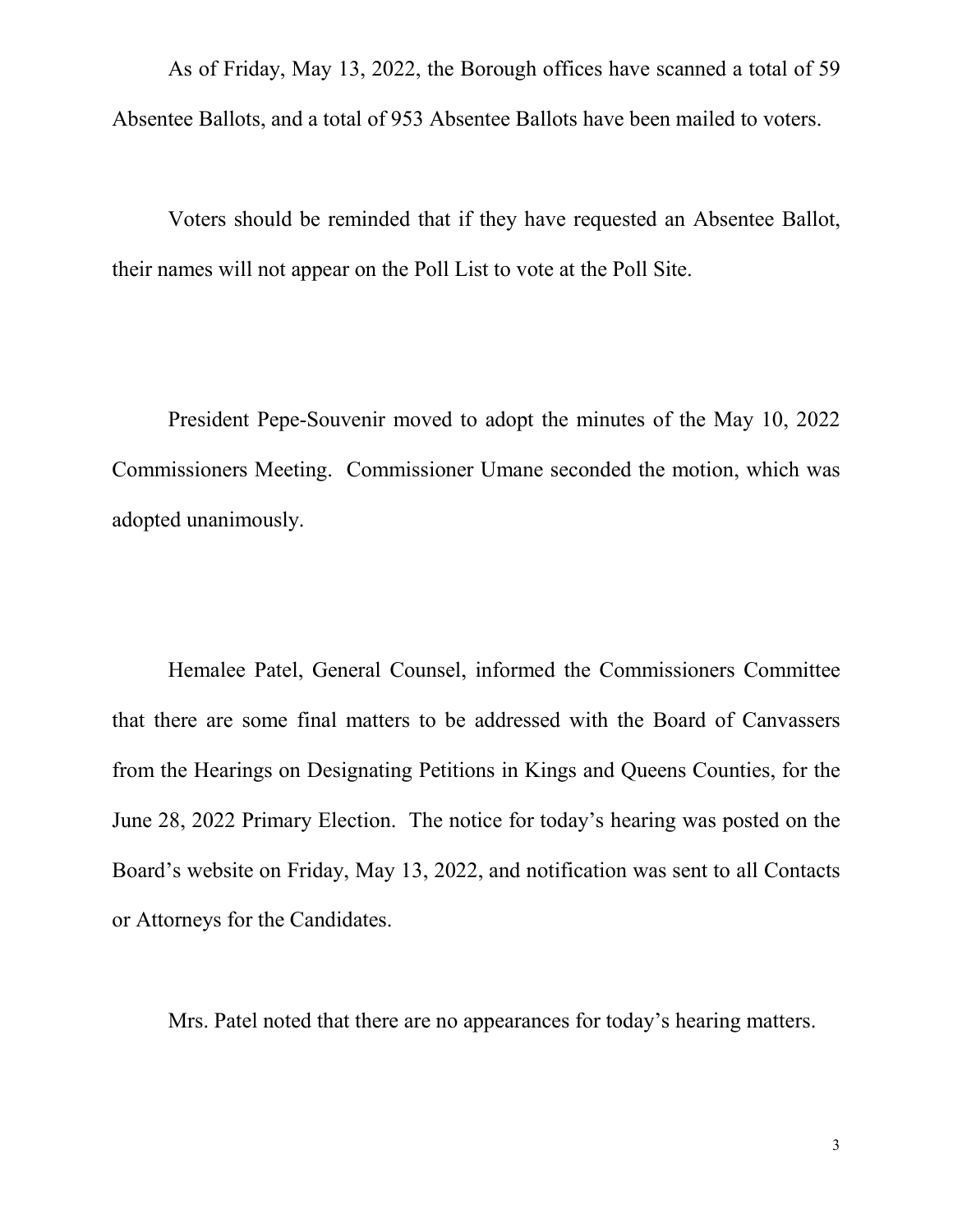As of Friday, May 13, 2022, the Borough offices have scanned a total of 59 Absentee Ballots, and a total of 953 Absentee Ballots have been mailed to voters.

Voters should be reminded that if they have requested an Absentee Ballot, their names will not appear on the Poll List to vote at the Poll Site.

President Pepe-Souvenir moved to adopt the minutes of the May 10, 2022 Commissioners Meeting. Commissioner Umane seconded the motion, which was adopted unanimously.

Hemalee Patel, General Counsel, informed the Commissioners Committee that there are some final matters to be addressed with the Board of Canvassers from the Hearings on Designating Petitions in Kings and Queens Counties, for the June 28, 2022 Primary Election. The notice for today's hearing was posted on the Board's website on Friday, May 13, 2022, and notification was sent to all Contacts or Attorneys for the Candidates.

Mrs. Patel noted that there are no appearances for today's hearing matters.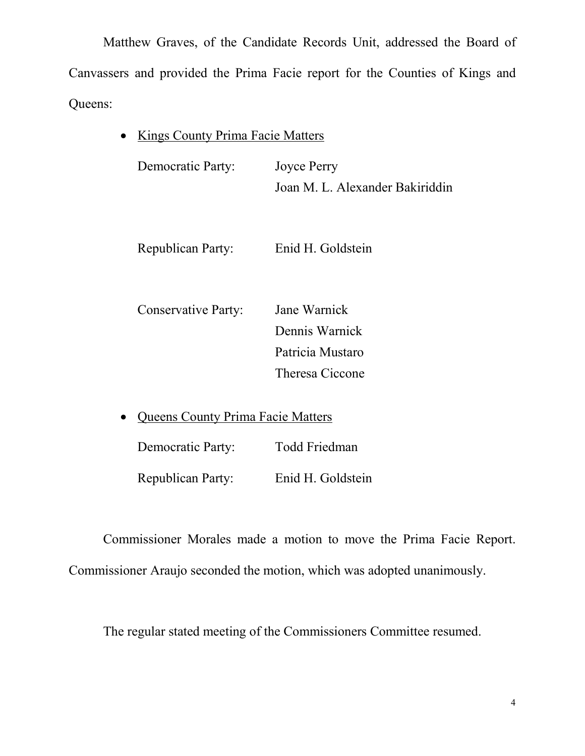Matthew Graves, of the Candidate Records Unit, addressed the Board of Canvassers and provided the Prima Facie report for the Counties of Kings and Queens:

- Kings County Prima Facie Matters

  Democratic Party: Joyce Perry
  Joan M. L. Alexander Bakiriddin

  Republican Party: Enid H. Goldstein

  Conservative Party: Jane Warnick
  Dennis Warnick
  Patricia Mustaro
  Theresa Ciccone

- Queens County Prima Facie Matters

  Democratic Party: Todd Friedman

  Republican Party: Enid H. Goldstein

Commissioner Morales made a motion to move the Prima Facie Report. Commissioner Araujo seconded the motion, which was adopted unanimously.

The regular stated meeting of the Commissioners Committee resumed.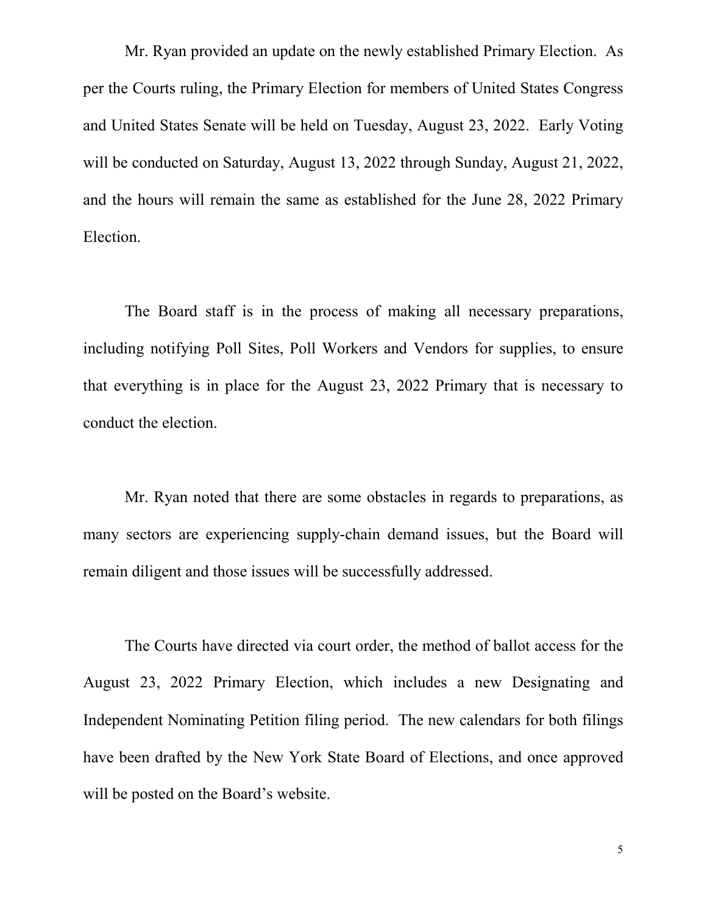Mr. Ryan provided an update on the newly established Primary Election. As per the Courts ruling, the Primary Election for members of United States Congress and United States Senate will be held on Tuesday, August 23, 2022. Early Voting will be conducted on Saturday, August 13, 2022 through Sunday, August 21, 2022, and the hours will remain the same as established for the June 28, 2022 Primary Election.

The Board staff is in the process of making all necessary preparations, including notifying Poll Sites, Poll Workers and Vendors for supplies, to ensure that everything is in place for the August 23, 2022 Primary that is necessary to conduct the election.

Mr. Ryan noted that there are some obstacles in regards to preparations, as many sectors are experiencing supply-chain demand issues, but the Board will remain diligent and those issues will be successfully addressed.

The Courts have directed via court order, the method of ballot access for the August 23, 2022 Primary Election, which includes a new Designating and Independent Nominating Petition filing period. The new calendars for both filings have been drafted by the New York State Board of Elections, and once approved will be posted on the Board's website.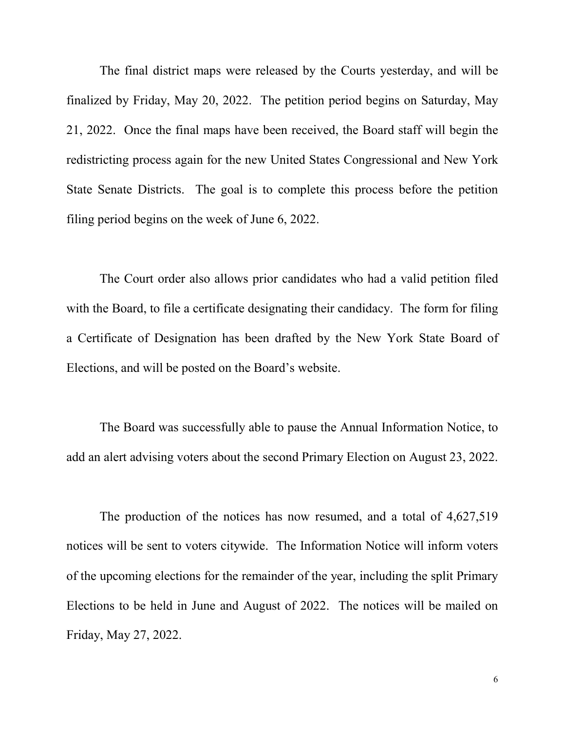The final district maps were released by the Courts yesterday, and will be finalized by Friday, May 20, 2022. The petition period begins on Saturday, May 21, 2022. Once the final maps have been received, the Board staff will begin the redistricting process again for the new United States Congressional and New York State Senate Districts. The goal is to complete this process before the petition filing period begins on the week of June 6, 2022.

The Court order also allows prior candidates who had a valid petition filed with the Board, to file a certificate designating their candidacy. The form for filing a Certificate of Designation has been drafted by the New York State Board of Elections, and will be posted on the Board's website.

The Board was successfully able to pause the Annual Information Notice, to add an alert advising voters about the second Primary Election on August 23, 2022.

The production of the notices has now resumed, and a total of 4,627,519 notices will be sent to voters citywide. The Information Notice will inform voters of the upcoming elections for the remainder of the year, including the split Primary Elections to be held in June and August of 2022. The notices will be mailed on Friday, May 27, 2022.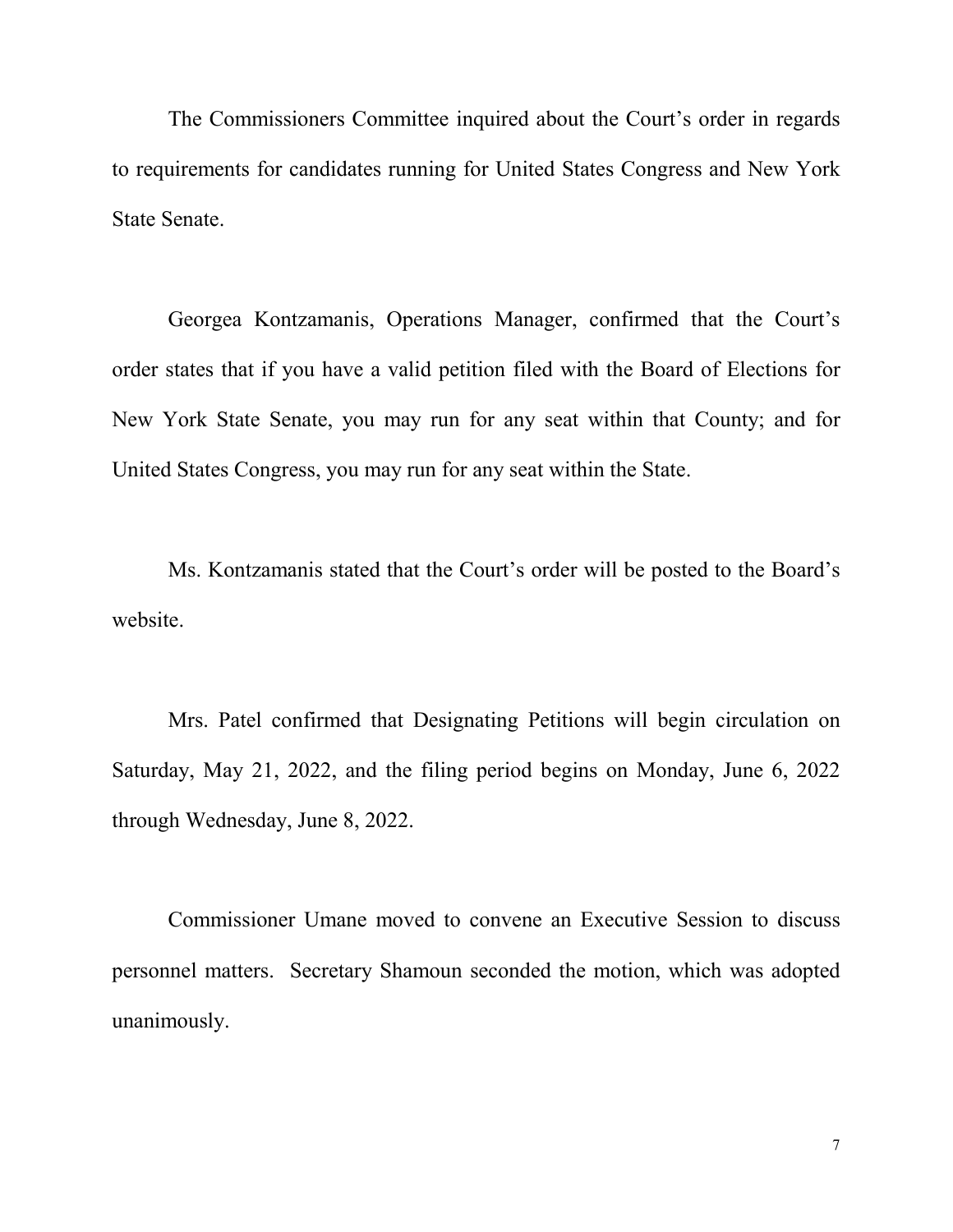The Commissioners Committee inquired about the Court's order in regards to requirements for candidates running for United States Congress and New York State Senate.

Georgea Kontzamanis, Operations Manager, confirmed that the Court's order states that if you have a valid petition filed with the Board of Elections for New York State Senate, you may run for any seat within that County; and for United States Congress, you may run for any seat within the State.

Ms. Kontzamanis stated that the Court's order will be posted to the Board's website.

Mrs. Patel confirmed that Designating Petitions will begin circulation on Saturday, May 21, 2022, and the filing period begins on Monday, June 6, 2022 through Wednesday, June 8, 2022.

Commissioner Umane moved to convene an Executive Session to discuss personnel matters. Secretary Shamoun seconded the motion, which was adopted unanimously.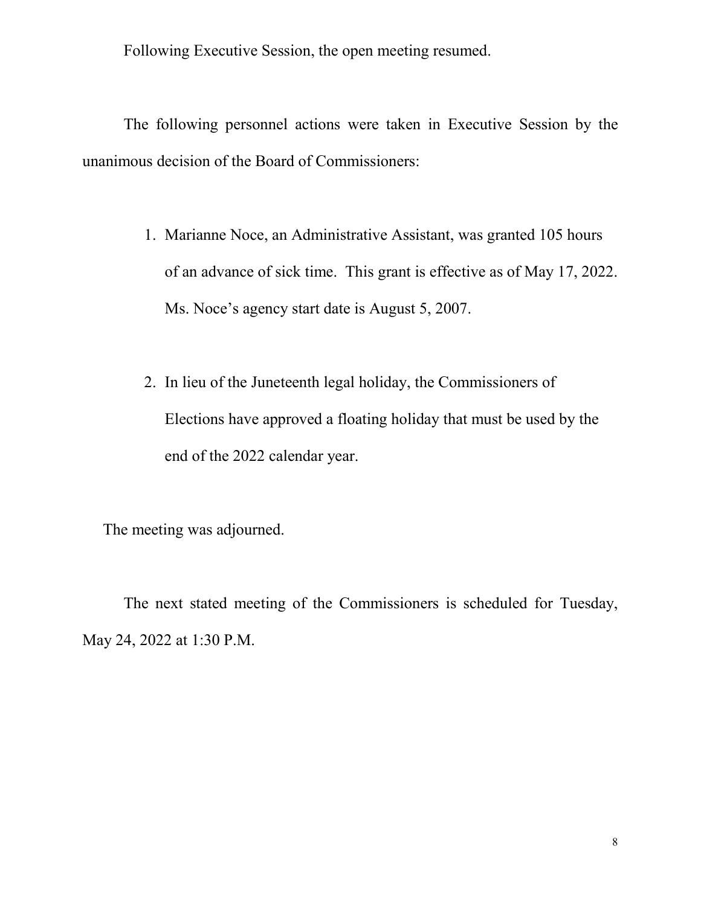Following Executive Session, the open meeting resumed.

The following personnel actions were taken in Executive Session by the unanimous decision of the Board of Commissioners:

1. Marianne Noce, an Administrative Assistant, was granted 105 hours of an advance of sick time. This grant is effective as of May 17, 2022. Ms. Noce's agency start date is August 5, 2007.

2. In lieu of the Juneteenth legal holiday, the Commissioners of Elections have approved a floating holiday that must be used by the end of the 2022 calendar year.

The meeting was adjourned.

The next stated meeting of the Commissioners is scheduled for Tuesday, May 24, 2022 at 1:30 P.M.